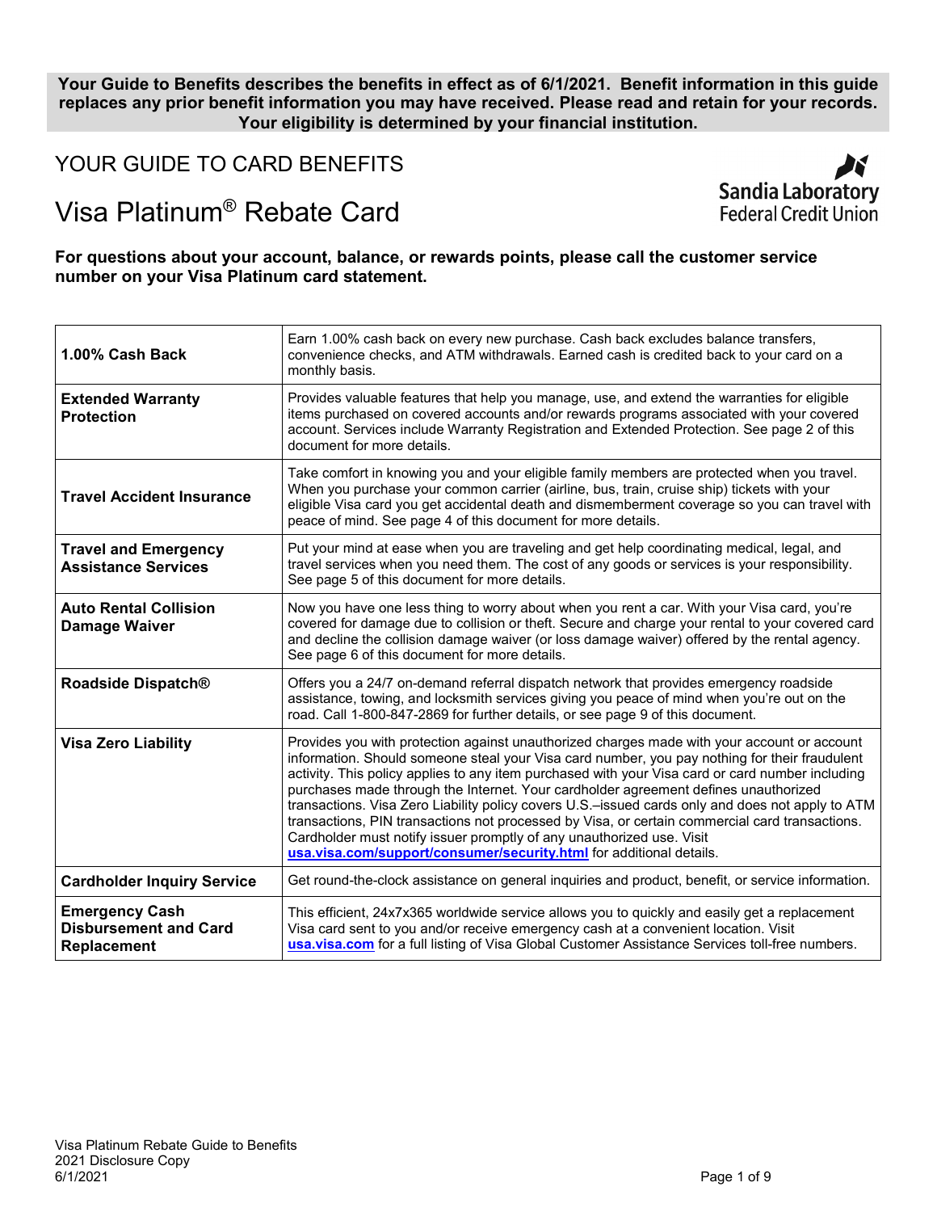**Your Guide to Benefits describes the benefits in effect as of 6/1/2021. Benefit information in this guide replaces any prior benefit information you may have received. Please read and retain for your records. Your eligibility is determined by your financial institution.**

# YOUR GUIDE TO CARD BENEFITS

# Visa Platinum® Rebate Card

Sandia Laboratory Federal Credit Union

**For questions about your account, balance, or rewards points, please call the customer service number on your Visa Platinum card statement.**

| | |
|---|---|
| **1.00% Cash Back** | Earn 1.00% cash back on every new purchase. Cash back excludes balance transfers, convenience checks, and ATM withdrawals. Earned cash is credited back to your card on a monthly basis. |
| **Extended Warranty Protection** | Provides valuable features that help you manage, use, and extend the warranties for eligible items purchased on covered accounts and/or rewards programs associated with your covered account. Services include Warranty Registration and Extended Protection. See page 2 of this document for more details. |
| **Travel Accident Insurance** | Take comfort in knowing you and your eligible family members are protected when you travel. When you purchase your common carrier (airline, bus, train, cruise ship) tickets with your eligible Visa card you get accidental death and dismemberment coverage so you can travel with peace of mind. See page 4 of this document for more details. |
| **Travel and Emergency Assistance Services** | Put your mind at ease when you are traveling and get help coordinating medical, legal, and travel services when you need them. The cost of any goods or services is your responsibility. See page 5 of this document for more details. |
| **Auto Rental Collision Damage Waiver** | Now you have one less thing to worry about when you rent a car. With your Visa card, you're covered for damage due to collision or theft. Secure and charge your rental to your covered card and decline the collision damage waiver (or loss damage waiver) offered by the rental agency. See page 6 of this document for more details. |
| **Roadside Dispatch®** | Offers you a 24/7 on-demand referral dispatch network that provides emergency roadside assistance, towing, and locksmith services giving you peace of mind when you're out on the road. Call 1-800-847-2869 for further details, or see page 9 of this document. |
| **Visa Zero Liability** | Provides you with protection against unauthorized charges made with your account or account information. Should someone steal your Visa card number, you pay nothing for their fraudulent activity. This policy applies to any item purchased with your Visa card or card number including purchases made through the Internet. Your cardholder agreement defines unauthorized transactions. Visa Zero Liability policy covers U.S.–issued cards only and does not apply to ATM transactions, PIN transactions not processed by Visa, or certain commercial card transactions. Cardholder must notify issuer promptly of any unauthorized use. Visit **usa.visa.com/support/consumer/security.html** for additional details. |
| **Cardholder Inquiry Service** | Get round-the-clock assistance on general inquiries and product, benefit, or service information. |
| **Emergency Cash Disbursement and Card Replacement** | This efficient, 24x7x365 worldwide service allows you to quickly and easily get a replacement Visa card sent to you and/or receive emergency cash at a convenient location. Visit **usa.visa.com** for a full listing of Visa Global Customer Assistance Services toll-free numbers. |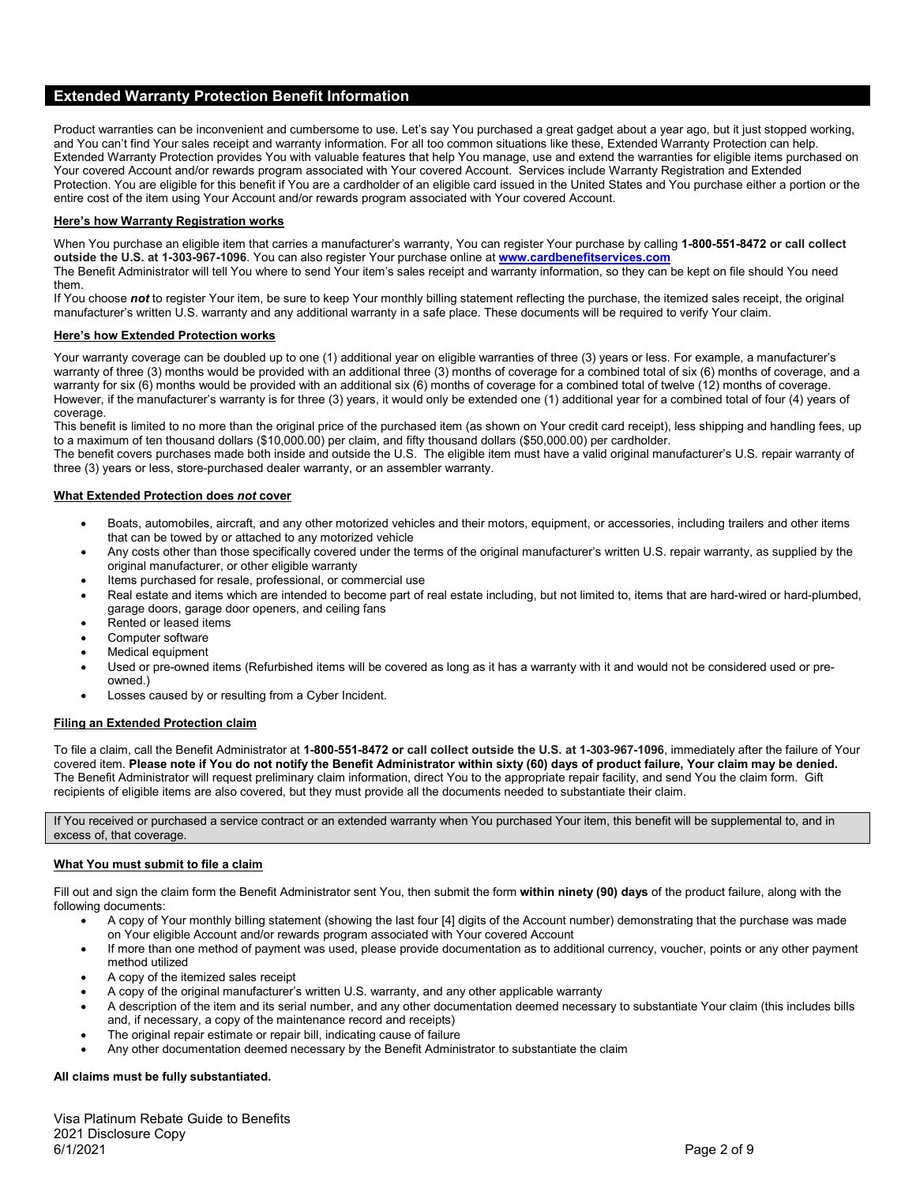## Extended Warranty Protection Benefit Information

Product warranties can be inconvenient and cumbersome to use. Let's say You purchased a great gadget about a year ago, but it just stopped working, and You can't find Your sales receipt and warranty information. For all too common situations like these, Extended Warranty Protection can help. Extended Warranty Protection provides You with valuable features that help You manage, use and extend the warranties for eligible items purchased on Your covered Account and/or rewards program associated with Your covered Account. Services include Warranty Registration and Extended Protection. You are eligible for this benefit if You are a cardholder of an eligible card issued in the United States and You purchase either a portion or the entire cost of the item using Your Account and/or rewards program associated with Your covered Account.

**Here's how Warranty Registration works**

When You purchase an eligible item that carries a manufacturer's warranty, You can register Your purchase by calling **1-800-551-8472 or call collect outside the U.S. at 1-303-967-1096**. You can also register Your purchase online at **[www.cardbenefitservices.com](http://www.cardbenefitservices.com)**.

The Benefit Administrator will tell You where to send Your item's sales receipt and warranty information, so they can be kept on file should You need them.

If You choose ***not*** to register Your item, be sure to keep Your monthly billing statement reflecting the purchase, the itemized sales receipt, the original manufacturer's written U.S. warranty and any additional warranty in a safe place. These documents will be required to verify Your claim.

**Here's how Extended Protection works**

Your warranty coverage can be doubled up to one (1) additional year on eligible warranties of three (3) years or less. For example, a manufacturer's warranty of three (3) months would be provided with an additional three (3) months of coverage for a combined total of six (6) months of coverage, and a warranty for six (6) months would be provided with an additional six (6) months of coverage for a combined total of twelve (12) months of coverage. However, if the manufacturer's warranty is for three (3) years, it would only be extended one (1) additional year for a combined total of four (4) years of coverage.

This benefit is limited to no more than the original price of the purchased item (as shown on Your credit card receipt), less shipping and handling fees, up to a maximum of ten thousand dollars ($10,000.00) per claim, and fifty thousand dollars ($50,000.00) per cardholder.

The benefit covers purchases made both inside and outside the U.S. The eligible item must have a valid original manufacturer's U.S. repair warranty of three (3) years or less, store-purchased dealer warranty, or an assembler warranty.

**What Extended Protection does *not* cover**

- Boats, automobiles, aircraft, and any other motorized vehicles and their motors, equipment, or accessories, including trailers and other items that can be towed by or attached to any motorized vehicle
- Any costs other than those specifically covered under the terms of the original manufacturer's written U.S. repair warranty, as supplied by the original manufacturer, or other eligible warranty
- Items purchased for resale, professional, or commercial use
- Real estate and items which are intended to become part of real estate including, but not limited to, items that are hard-wired or hard-plumbed, garage doors, garage door openers, and ceiling fans
- Rented or leased items
- Computer software
- Medical equipment
- Used or pre-owned items (Refurbished items will be covered as long as it has a warranty with it and would not be considered used or pre-owned.)
- Losses caused by or resulting from a Cyber Incident.

**Filing an Extended Protection claim**

To file a claim, call the Benefit Administrator at **1-800-551-8472 or call collect outside the U.S. at 1-303-967-1096**, immediately after the failure of Your covered item. **Please note if You do not notify the Benefit Administrator within sixty (60) days of product failure, Your claim may be denied.** The Benefit Administrator will request preliminary claim information, direct You to the appropriate repair facility, and send You the claim form. Gift recipients of eligible items are also covered, but they must provide all the documents needed to substantiate their claim.

If You received or purchased a service contract or an extended warranty when You purchased Your item, this benefit will be supplemental to, and in excess of, that coverage.

**What You must submit to file a claim**

Fill out and sign the claim form the Benefit Administrator sent You, then submit the form **within ninety (90) days** of the product failure, along with the following documents:

- A copy of Your monthly billing statement (showing the last four [4] digits of the Account number) demonstrating that the purchase was made on Your eligible Account and/or rewards program associated with Your covered Account
- If more than one method of payment was used, please provide documentation as to additional currency, voucher, points or any other payment method utilized
- A copy of the itemized sales receipt
- A copy of the original manufacturer's written U.S. warranty, and any other applicable warranty
- A description of the item and its serial number, and any other documentation deemed necessary to substantiate Your claim (this includes bills and, if necessary, a copy of the maintenance record and receipts)
- The original repair estimate or repair bill, indicating cause of failure
- Any other documentation deemed necessary by the Benefit Administrator to substantiate the claim

**All claims must be fully substantiated.**

Visa Platinum Rebate Guide to Benefits
2021 Disclosure Copy
6/1/2021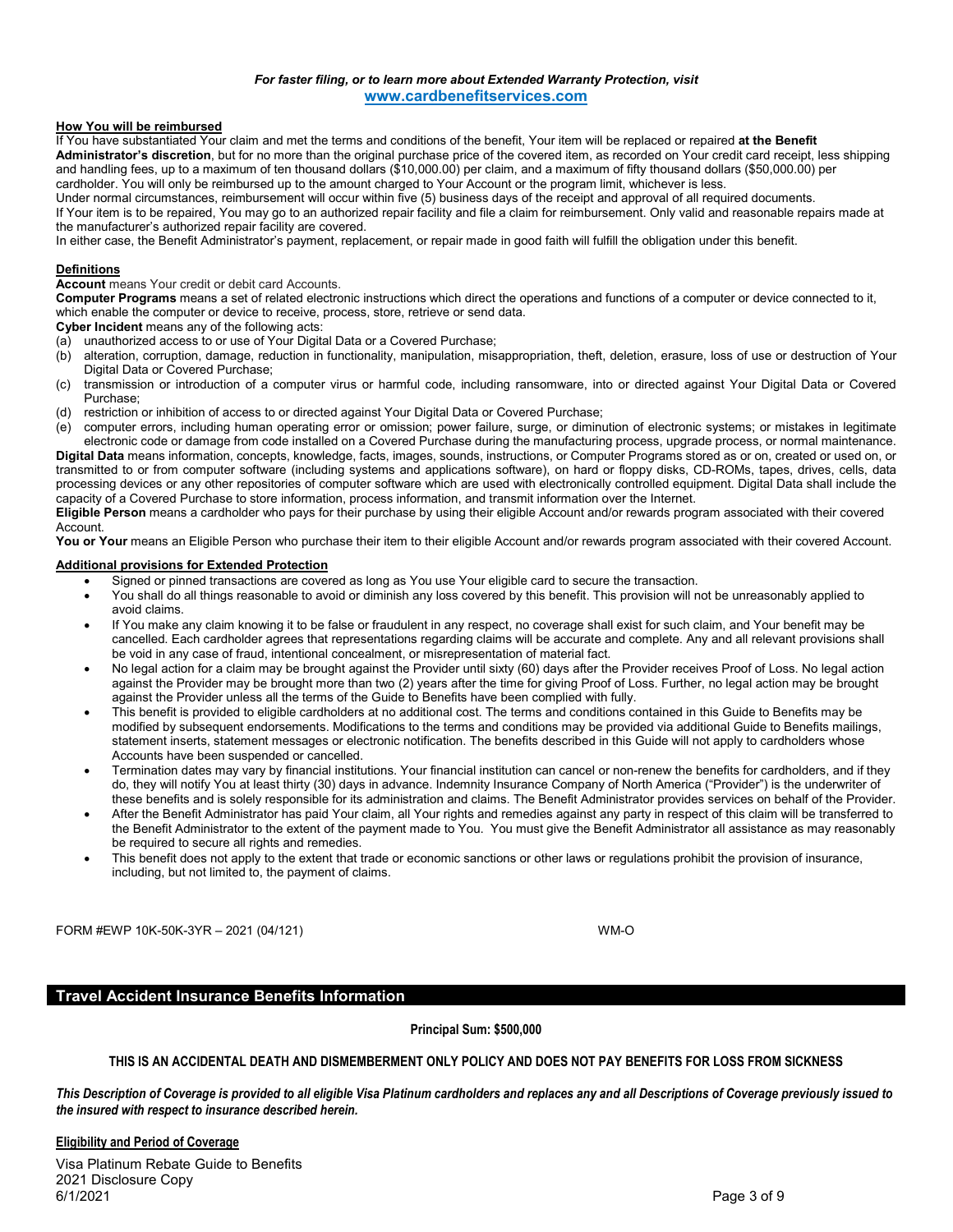*For faster filing, or to learn more about Extended Warranty Protection, visit*
**[www.cardbenefitservices.com](www.cardbenefitservices.com)**

**How You will be reimbursed**

If You have substantiated Your claim and met the terms and conditions of the benefit, Your item will be replaced or repaired **at the Benefit Administrator's discretion**, but for no more than the original purchase price of the covered item, as recorded on Your credit card receipt, less shipping and handling fees, up to a maximum of ten thousand dollars ($10,000.00) per claim, and a maximum of fifty thousand dollars ($50,000.00) per cardholder. You will only be reimbursed up to the amount charged to Your Account or the program limit, whichever is less.

Under normal circumstances, reimbursement will occur within five (5) business days of the receipt and approval of all required documents.

If Your item is to be repaired, You may go to an authorized repair facility and file a claim for reimbursement. Only valid and reasonable repairs made at the manufacturer's authorized repair facility are covered.

In either case, the Benefit Administrator's payment, replacement, or repair made in good faith will fulfill the obligation under this benefit.

**Definitions**

**Account** means Your credit or debit card Accounts.

**Computer Programs** means a set of related electronic instructions which direct the operations and functions of a computer or device connected to it, which enable the computer or device to receive, process, store, retrieve or send data.

**Cyber Incident** means any of the following acts:

(a) unauthorized access to or use of Your Digital Data or a Covered Purchase;
(b) alteration, corruption, damage, reduction in functionality, manipulation, misappropriation, theft, deletion, erasure, loss of use or destruction of Your Digital Data or Covered Purchase;
(c) transmission or introduction of a computer virus or harmful code, including ransomware, into or directed against Your Digital Data or Covered Purchase;
(d) restriction or inhibition of access to or directed against Your Digital Data or Covered Purchase;
(e) computer errors, including human operating error or omission; power failure, surge, or diminution of electronic systems; or mistakes in legitimate electronic code or damage from code installed on a Covered Purchase during the manufacturing process, upgrade process, or normal maintenance.

**Digital Data** means information, concepts, knowledge, facts, images, sounds, instructions, or Computer Programs stored as or on, created or used on, or transmitted to or from computer software (including systems and applications software), on hard or floppy disks, CD-ROMs, tapes, drives, cells, data processing devices or any other repositories of computer software which are used with electronically controlled equipment. Digital Data shall include the capacity of a Covered Purchase to store information, process information, and transmit information over the Internet.

**Eligible Person** means a cardholder who pays for their purchase by using their eligible Account and/or rewards program associated with their covered Account.

**You or Your** means an Eligible Person who purchase their item to their eligible Account and/or rewards program associated with their covered Account.

**Additional provisions for Extended Protection**

- Signed or pinned transactions are covered as long as You use Your eligible card to secure the transaction.
- You shall do all things reasonable to avoid or diminish any loss covered by this benefit. This provision will not be unreasonably applied to avoid claims.
- If You make any claim knowing it to be false or fraudulent in any respect, no coverage shall exist for such claim, and Your benefit may be cancelled. Each cardholder agrees that representations regarding claims will be accurate and complete. Any and all relevant provisions shall be void in any case of fraud, intentional concealment, or misrepresentation of material fact.
- No legal action for a claim may be brought against the Provider until sixty (60) days after the Provider receives Proof of Loss. No legal action against the Provider may be brought more than two (2) years after the time for giving Proof of Loss. Further, no legal action may be brought against the Provider unless all the terms of the Guide to Benefits have been complied with fully.
- This benefit is provided to eligible cardholders at no additional cost. The terms and conditions contained in this Guide to Benefits may be modified by subsequent endorsements. Modifications to the terms and conditions may be provided via additional Guide to Benefits mailings, statement inserts, statement messages or electronic notification. The benefits described in this Guide will not apply to cardholders whose Accounts have been suspended or cancelled.
- Termination dates may vary by financial institutions. Your financial institution can cancel or non-renew the benefits for cardholders, and if they do, they will notify You at least thirty (30) days in advance. Indemnity Insurance Company of North America ("Provider") is the underwriter of these benefits and is solely responsible for its administration and claims. The Benefit Administrator provides services on behalf of the Provider.
- After the Benefit Administrator has paid Your claim, all Your rights and remedies against any party in respect of this claim will be transferred to the Benefit Administrator to the extent of the payment made to You. You must give the Benefit Administrator all assistance as may reasonably be required to secure all rights and remedies.
- This benefit does not apply to the extent that trade or economic sanctions or other laws or regulations prohibit the provision of insurance, including, but not limited to, the payment of claims.

FORM #EWP 10K-50K-3YR – 2021 (04/121) WM-O

## Travel Accident Insurance Benefits Information

**Principal Sum: $500,000**

**THIS IS AN ACCIDENTAL DEATH AND DISMEMBERMENT ONLY POLICY AND DOES NOT PAY BENEFITS FOR LOSS FROM SICKNESS**

***This Description of Coverage is provided to all eligible Visa Platinum cardholders and replaces any and all Descriptions of Coverage previously issued to the insured with respect to insurance described herein.***

**Eligibility and Period of Coverage**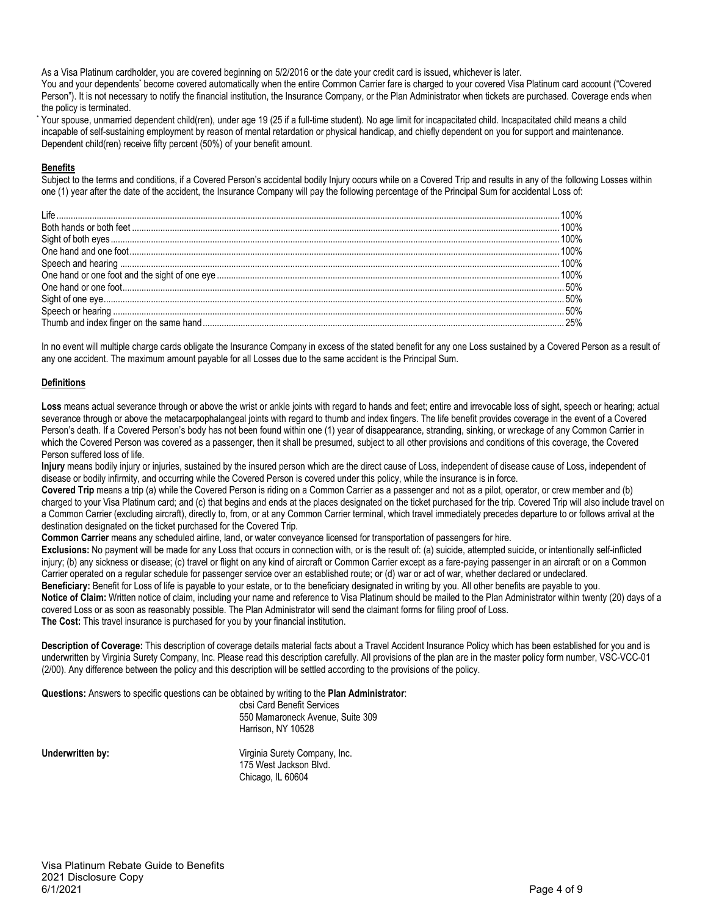As a Visa Platinum cardholder, you are covered beginning on 5/2/2016 or the date your credit card is issued, whichever is later.

You and your dependents* become covered automatically when the entire Common Carrier fare is charged to your covered Visa Platinum card account ("Covered Person"). It is not necessary to notify the financial institution, the Insurance Company, or the Plan Administrator when tickets are purchased. Coverage ends when the policy is terminated.

* Your spouse, unmarried dependent child(ren), under age 19 (25 if a full-time student). No age limit for incapacitated child. Incapacitated child means a child incapable of self-sustaining employment by reason of mental retardation or physical handicap, and chiefly dependent on you for support and maintenance. Dependent child(ren) receive fifty percent (50%) of your benefit amount.

## Benefits

Subject to the terms and conditions, if a Covered Person's accidental bodily Injury occurs while on a Covered Trip and results in any of the following Losses within one (1) year after the date of the accident, the Insurance Company will pay the following percentage of the Principal Sum for accidental Loss of:

| Loss | Percentage |
|---|---|
| Life | 100% |
| Both hands or both feet | 100% |
| Sight of both eyes | 100% |
| One hand and one foot | 100% |
| Speech and hearing | 100% |
| One hand or one foot and the sight of one eye | 100% |
| One hand or one foot | 50% |
| Sight of one eye | 50% |
| Speech or hearing | 50% |
| Thumb and index finger on the same hand | 25% |

In no event will multiple charge cards obligate the Insurance Company in excess of the stated benefit for any one Loss sustained by a Covered Person as a result of any one accident. The maximum amount payable for all Losses due to the same accident is the Principal Sum.

## Definitions

**Loss** means actual severance through or above the wrist or ankle joints with regard to hands and feet; entire and irrevocable loss of sight, speech or hearing; actual severance through or above the metacarpophalangeal joints with regard to thumb and index fingers. The life benefit provides coverage in the event of a Covered Person's death. If a Covered Person's body has not been found within one (1) year of disappearance, stranding, sinking, or wreckage of any Common Carrier in which the Covered Person was covered as a passenger, then it shall be presumed, subject to all other provisions and conditions of this coverage, the Covered Person suffered loss of life.

**Injury** means bodily injury or injuries, sustained by the insured person which are the direct cause of Loss, independent of disease cause of Loss, independent of disease or bodily infirmity, and occurring while the Covered Person is covered under this policy, while the insurance is in force.

**Covered Trip** means a trip (a) while the Covered Person is riding on a Common Carrier as a passenger and not as a pilot, operator, or crew member and (b) charged to your Visa Platinum card; and (c) that begins and ends at the places designated on the ticket purchased for the trip. Covered Trip will also include travel on a Common Carrier (excluding aircraft), directly to, from, or at any Common Carrier terminal, which travel immediately precedes departure to or follows arrival at the destination designated on the ticket purchased for the Covered Trip.

**Common Carrier** means any scheduled airline, land, or water conveyance licensed for transportation of passengers for hire.

**Exclusions:** No payment will be made for any Loss that occurs in connection with, or is the result of: (a) suicide, attempted suicide, or intentionally self-inflicted injury; (b) any sickness or disease; (c) travel or flight on any kind of aircraft or Common Carrier except as a fare-paying passenger in an aircraft or on a Common Carrier operated on a regular schedule for passenger service over an established route; or (d) war or act of war, whether declared or undeclared.

**Beneficiary:** Benefit for Loss of life is payable to your estate, or to the beneficiary designated in writing by you. All other benefits are payable to you.

**Notice of Claim:** Written notice of claim, including your name and reference to Visa Platinum should be mailed to the Plan Administrator within twenty (20) days of a covered Loss or as soon as reasonably possible. The Plan Administrator will send the claimant forms for filing proof of Loss.

**The Cost:** This travel insurance is purchased for you by your financial institution.

**Description of Coverage:** This description of coverage details material facts about a Travel Accident Insurance Policy which has been established for you and is underwritten by Virginia Surety Company, Inc. Please read this description carefully. All provisions of the plan are in the master policy form number, VSC-VCC-01 (2/00). Any difference between the policy and this description will be settled according to the provisions of the policy.

**Questions:** Answers to specific questions can be obtained by writing to the **Plan Administrator**:

cbsi Card Benefit Services
550 Mamaroneck Avenue, Suite 309
Harrison, NY 10528

**Underwritten by:**

Virginia Surety Company, Inc.
175 West Jackson Blvd.
Chicago, IL 60604

Visa Platinum Rebate Guide to Benefits
2021 Disclosure Copy
6/1/2021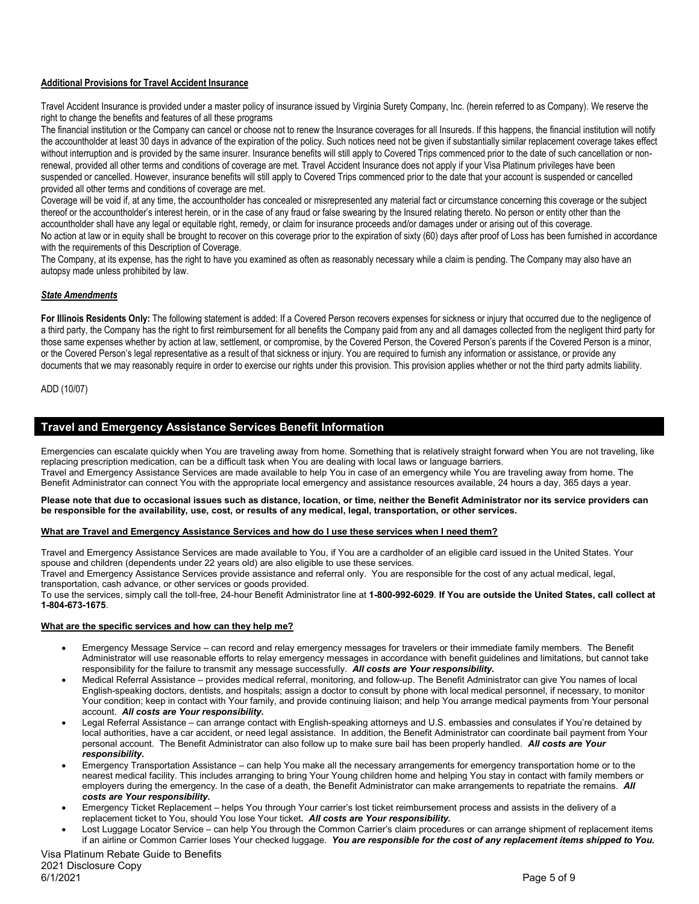**Additional Provisions for Travel Accident Insurance**

Travel Accident Insurance is provided under a master policy of insurance issued by Virginia Surety Company, Inc. (herein referred to as Company). We reserve the right to change the benefits and features of all these programs

The financial institution or the Company can cancel or choose not to renew the Insurance coverages for all Insureds. If this happens, the financial institution will notify the accountholder at least 30 days in advance of the expiration of the policy. Such notices need not be given if substantially similar replacement coverage takes effect without interruption and is provided by the same insurer. Insurance benefits will still apply to Covered Trips commenced prior to the date of such cancellation or non-renewal, provided all other terms and conditions of coverage are met. Travel Accident Insurance does not apply if your Visa Platinum privileges have been suspended or cancelled. However, insurance benefits will still apply to Covered Trips commenced prior to the date that your account is suspended or cancelled provided all other terms and conditions of coverage are met.

Coverage will be void if, at any time, the accountholder has concealed or misrepresented any material fact or circumstance concerning this coverage or the subject thereof or the accountholder's interest herein, or in the case of any fraud or false swearing by the Insured relating thereto. No person or entity other than the accountholder shall have any legal or equitable right, remedy, or claim for insurance proceeds and/or damages under or arising out of this coverage.

No action at law or in equity shall be brought to recover on this coverage prior to the expiration of sixty (60) days after proof of Loss has been furnished in accordance with the requirements of this Description of Coverage.

The Company, at its expense, has the right to have you examined as often as reasonably necessary while a claim is pending. The Company may also have an autopsy made unless prohibited by law.

***State Amendments***

**For Illinois Residents Only:** The following statement is added: If a Covered Person recovers expenses for sickness or injury that occurred due to the negligence of a third party, the Company has the right to first reimbursement for all benefits the Company paid from any and all damages collected from the negligent third party for those same expenses whether by action at law, settlement, or compromise, by the Covered Person, the Covered Person's parents if the Covered Person is a minor, or the Covered Person's legal representative as a result of that sickness or injury. You are required to furnish any information or assistance, or provide any documents that we may reasonably require in order to exercise our rights under this provision. This provision applies whether or not the third party admits liability.

ADD (10/07)

## Travel and Emergency Assistance Services Benefit Information

Emergencies can escalate quickly when You are traveling away from home. Something that is relatively straight forward when You are not traveling, like replacing prescription medication, can be a difficult task when You are dealing with local laws or language barriers.

Travel and Emergency Assistance Services are made available to help You in case of an emergency while You are traveling away from home. The Benefit Administrator can connect You with the appropriate local emergency and assistance resources available, 24 hours a day, 365 days a year.

**Please note that due to occasional issues such as distance, location, or time, neither the Benefit Administrator nor its service providers can be responsible for the availability, use, cost, or results of any medical, legal, transportation, or other services.**

**What are Travel and Emergency Assistance Services and how do I use these services when I need them?**

Travel and Emergency Assistance Services are made available to You, if You are a cardholder of an eligible card issued in the United States. Your spouse and children (dependents under 22 years old) are also eligible to use these services.

Travel and Emergency Assistance Services provide assistance and referral only. You are responsible for the cost of any actual medical, legal, transportation, cash advance, or other services or goods provided.

To use the services, simply call the toll-free, 24-hour Benefit Administrator line at **1-800-992-6029**. **If You are outside the United States, call collect at 1-804-673-1675**.

**What are the specific services and how can they help me?**

- Emergency Message Service – can record and relay emergency messages for travelers or their immediate family members. The Benefit Administrator will use reasonable efforts to relay emergency messages in accordance with benefit guidelines and limitations, but cannot take responsibility for the failure to transmit any message successfully. ***All costs are Your responsibility.***
- Medical Referral Assistance – provides medical referral, monitoring, and follow-up. The Benefit Administrator can give You names of local English-speaking doctors, dentists, and hospitals; assign a doctor to consult by phone with local medical personnel, if necessary, to monitor Your condition; keep in contact with Your family, and provide continuing liaison; and help You arrange medical payments from Your personal account. ***All costs are Your responsibility.***
- Legal Referral Assistance – can arrange contact with English-speaking attorneys and U.S. embassies and consulates if You're detained by local authorities, have a car accident, or need legal assistance. In addition, the Benefit Administrator can coordinate bail payment from Your personal account. The Benefit Administrator can also follow up to make sure bail has been properly handled. ***All costs are Your responsibility.***
- Emergency Transportation Assistance – can help You make all the necessary arrangements for emergency transportation home or to the nearest medical facility. This includes arranging to bring Your Young children home and helping You stay in contact with family members or employers during the emergency. In the case of a death, the Benefit Administrator can make arrangements to repatriate the remains. ***All costs are Your responsibility.***
- Emergency Ticket Replacement – helps You through Your carrier's lost ticket reimbursement process and assists in the delivery of a replacement ticket to You, should You lose Your ticket**.** ***All costs are Your responsibility.***
- Lost Luggage Locator Service – can help You through the Common Carrier's claim procedures or can arrange shipment of replacement items if an airline or Common Carrier loses Your checked luggage. ***You are responsible for the cost of any replacement items shipped to You.***

Visa Platinum Rebate Guide to Benefits
2021 Disclosure Copy
6/1/2021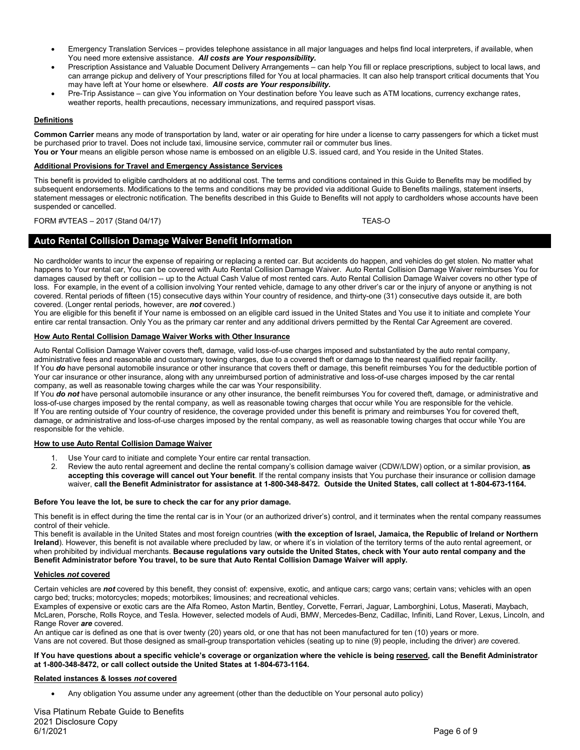- Emergency Translation Services – provides telephone assistance in all major languages and helps find local interpreters, if available, when You need more extensive assistance. ***All costs are Your responsibility.***
- Prescription Assistance and Valuable Document Delivery Arrangements – can help You fill or replace prescriptions, subject to local laws, and can arrange pickup and delivery of Your prescriptions filled for You at local pharmacies. It can also help transport critical documents that You may have left at Your home or elsewhere. ***All costs are Your responsibility.***
- Pre-Trip Assistance – can give You information on Your destination before You leave such as ATM locations, currency exchange rates, weather reports, health precautions, necessary immunizations, and required passport visas.

**Definitions**

**Common Carrier** means any mode of transportation by land, water or air operating for hire under a license to carry passengers for which a ticket must be purchased prior to travel. Does not include taxi, limousine service, commuter rail or commuter bus lines.
**You or Your** means an eligible person whose name is embossed on an eligible U.S. issued card, and You reside in the United States.

**Additional Provisions for Travel and Emergency Assistance Services**

This benefit is provided to eligible cardholders at no additional cost. The terms and conditions contained in this Guide to Benefits may be modified by subsequent endorsements. Modifications to the terms and conditions may be provided via additional Guide to Benefits mailings, statement inserts, statement messages or electronic notification. The benefits described in this Guide to Benefits will not apply to cardholders whose accounts have been suspended or cancelled.

FORM #VTEAS – 2017 (Stand 04/17) TEAS-O

## Auto Rental Collision Damage Waiver Benefit Information

No cardholder wants to incur the expense of repairing or replacing a rented car. But accidents do happen, and vehicles do get stolen. No matter what happens to Your rental car, You can be covered with Auto Rental Collision Damage Waiver. Auto Rental Collision Damage Waiver reimburses You for damages caused by theft or collision -- up to the Actual Cash Value of most rented cars. Auto Rental Collision Damage Waiver covers no other type of loss. For example, in the event of a collision involving Your rented vehicle, damage to any other driver's car or the injury of anyone or anything is not covered. Rental periods of fifteen (15) consecutive days within Your country of residence, and thirty-one (31) consecutive days outside it, are both covered. (Longer rental periods, however, are ***not*** covered.)
You are eligible for this benefit if Your name is embossed on an eligible card issued in the United States and You use it to initiate and complete Your entire car rental transaction. Only You as the primary car renter and any additional drivers permitted by the Rental Car Agreement are covered.

**How Auto Rental Collision Damage Waiver Works with Other Insurance**

Auto Rental Collision Damage Waiver covers theft, damage, valid loss-of-use charges imposed and substantiated by the auto rental company, administrative fees and reasonable and customary towing charges, due to a covered theft or damage to the nearest qualified repair facility.
If You ***do*** have personal automobile insurance or other insurance that covers theft or damage, this benefit reimburses You for the deductible portion of Your car insurance or other insurance, along with any unreimbursed portion of administrative and loss-of-use charges imposed by the car rental company, as well as reasonable towing charges while the car was Your responsibility.
If You ***do not*** have personal automobile insurance or any other insurance, the benefit reimburses You for covered theft, damage, or administrative and loss-of-use charges imposed by the rental company, as well as reasonable towing charges that occur while You are responsible for the vehicle.
If You are renting outside of Your country of residence, the coverage provided under this benefit is primary and reimburses You for covered theft, damage, or administrative and loss-of-use charges imposed by the rental company, as well as reasonable towing charges that occur while You are responsible for the vehicle.

**How to use Auto Rental Collision Damage Waiver**

1. Use Your card to initiate and complete Your entire car rental transaction.
2. Review the auto rental agreement and decline the rental company's collision damage waiver (CDW/LDW) option, or a similar provision, **as accepting this coverage will cancel out Your benefit**. If the rental company insists that You purchase their insurance or collision damage waiver, **call the Benefit Administrator for assistance at 1-800-348-8472. Outside the United States, call collect at 1-804-673-1164.**

**Before You leave the lot, be sure to check the car for any prior damage.**

This benefit is in effect during the time the rental car is in Your (or an authorized driver's) control, and it terminates when the rental company reassumes control of their vehicle.
This benefit is available in the United States and most foreign countries (**with the exception of Israel, Jamaica, the Republic of Ireland or Northern Ireland**). However, this benefit is not available where precluded by law, or where it's in violation of the territory terms of the auto rental agreement, or when prohibited by individual merchants. **Because regulations vary outside the United States, check with Your auto rental company and the Benefit Administrator before You travel, to be sure that Auto Rental Collision Damage Waiver will apply.**

**Vehicles *not* covered**

Certain vehicles are ***not*** covered by this benefit, they consist of: expensive, exotic, and antique cars; cargo vans; certain vans; vehicles with an open cargo bed; trucks; motorcycles; mopeds; motorbikes; limousines; and recreational vehicles.
Examples of expensive or exotic cars are the Alfa Romeo, Aston Martin, Bentley, Corvette, Ferrari, Jaguar, Lamborghini, Lotus, Maserati, Maybach, McLaren, Porsche, Rolls Royce, and Tesla. However, selected models of Audi, BMW, Mercedes-Benz, Cadillac, Infiniti, Land Rover, Lexus, Lincoln, and Range Rover ***are*** covered.
An antique car is defined as one that is over twenty (20) years old, or one that has not been manufactured for ten (10) years or more.
Vans are not covered. But those designed as small-group transportation vehicles (seating up to nine (9) people, including the driver) *are* covered.

**If You have questions about a specific vehicle's coverage or organization where the vehicle is being reserved, call the Benefit Administrator at 1-800-348-8472, or call collect outside the United States at 1-804-673-1164.**

**Related instances & losses *not* covered**

- Any obligation You assume under any agreement (other than the deductible on Your personal auto policy)

Visa Platinum Rebate Guide to Benefits
2021 Disclosure Copy
6/1/2021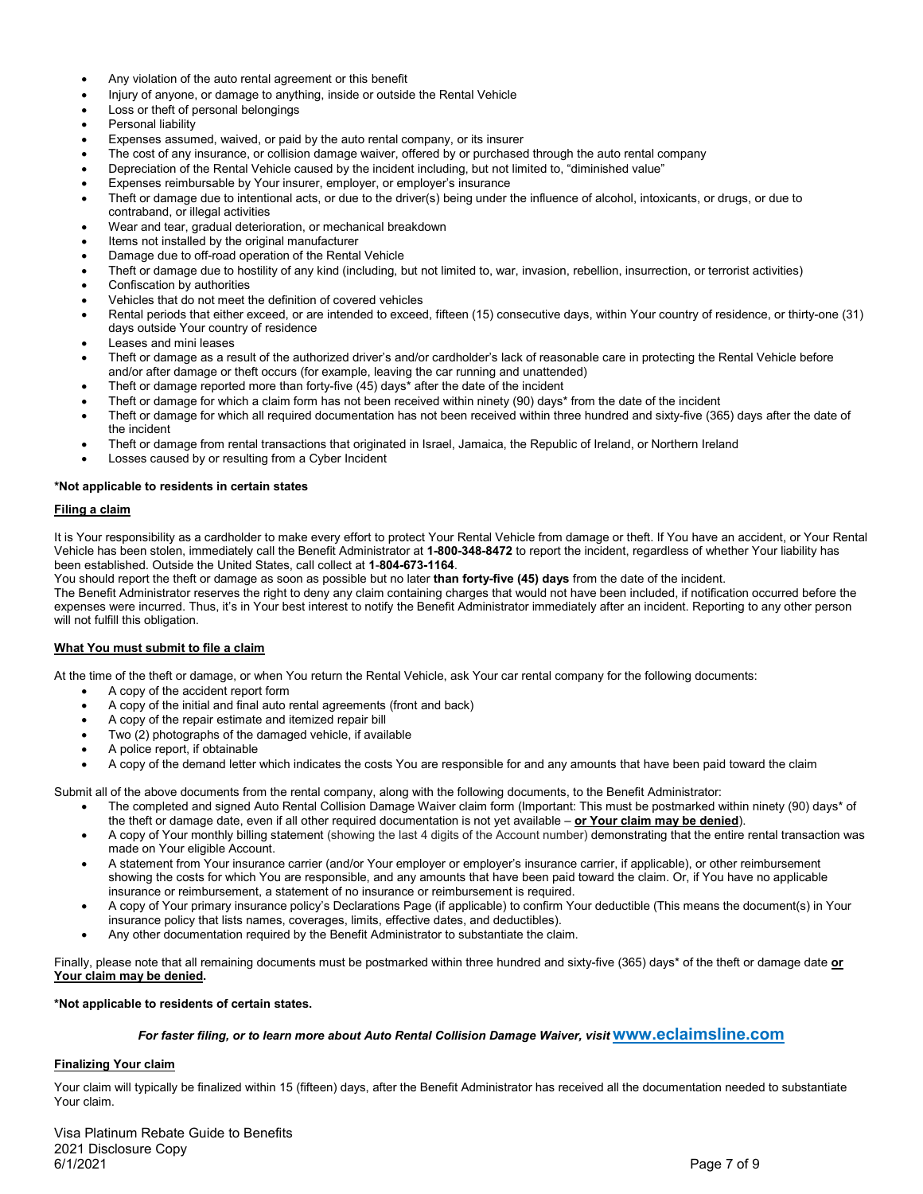- Any violation of the auto rental agreement or this benefit
- Injury of anyone, or damage to anything, inside or outside the Rental Vehicle
- Loss or theft of personal belongings
- Personal liability
- Expenses assumed, waived, or paid by the auto rental company, or its insurer
- The cost of any insurance, or collision damage waiver, offered by or purchased through the auto rental company
- Depreciation of the Rental Vehicle caused by the incident including, but not limited to, "diminished value"
- Expenses reimbursable by Your insurer, employer, or employer's insurance
- Theft or damage due to intentional acts, or due to the driver(s) being under the influence of alcohol, intoxicants, or drugs, or due to contraband, or illegal activities
- Wear and tear, gradual deterioration, or mechanical breakdown
- Items not installed by the original manufacturer
- Damage due to off-road operation of the Rental Vehicle
- Theft or damage due to hostility of any kind (including, but not limited to, war, invasion, rebellion, insurrection, or terrorist activities)
- Confiscation by authorities
- Vehicles that do not meet the definition of covered vehicles
- Rental periods that either exceed, or are intended to exceed, fifteen (15) consecutive days, within Your country of residence, or thirty-one (31) days outside Your country of residence
- Leases and mini leases
- Theft or damage as a result of the authorized driver's and/or cardholder's lack of reasonable care in protecting the Rental Vehicle before and/or after damage or theft occurs (for example, leaving the car running and unattended)
- Theft or damage reported more than forty-five (45) days* after the date of the incident
- Theft or damage for which a claim form has not been received within ninety (90) days* from the date of the incident
- Theft or damage for which all required documentation has not been received within three hundred and sixty-five (365) days after the date of the incident
- Theft or damage from rental transactions that originated in Israel, Jamaica, the Republic of Ireland, or Northern Ireland
- Losses caused by or resulting from a Cyber Incident

**\*Not applicable to residents in certain states**

**Filing a claim**

It is Your responsibility as a cardholder to make every effort to protect Your Rental Vehicle from damage or theft. If You have an accident, or Your Rental Vehicle has been stolen, immediately call the Benefit Administrator at **1-800-348-8472** to report the incident, regardless of whether Your liability has been established. Outside the United States, call collect at **1-804-673-1164**.

You should report the theft or damage as soon as possible but no later **than forty-five (45) days** from the date of the incident.

The Benefit Administrator reserves the right to deny any claim containing charges that would not have been included, if notification occurred before the expenses were incurred. Thus, it's in Your best interest to notify the Benefit Administrator immediately after an incident. Reporting to any other person will not fulfill this obligation.

**What You must submit to file a claim**

At the time of the theft or damage, or when You return the Rental Vehicle, ask Your car rental company for the following documents:

- A copy of the accident report form
- A copy of the initial and final auto rental agreements (front and back)
- A copy of the repair estimate and itemized repair bill
- Two (2) photographs of the damaged vehicle, if available
- A police report, if obtainable
- A copy of the demand letter which indicates the costs You are responsible for and any amounts that have been paid toward the claim

Submit all of the above documents from the rental company, along with the following documents, to the Benefit Administrator:

- The completed and signed Auto Rental Collision Damage Waiver claim form (Important: This must be postmarked within ninety (90) days* of the theft or damage date, even if all other required documentation is not yet available – **or Your claim may be denied**).
- A copy of Your monthly billing statement (showing the last 4 digits of the Account number) demonstrating that the entire rental transaction was made on Your eligible Account.
- A statement from Your insurance carrier (and/or Your employer or employer's insurance carrier, if applicable), or other reimbursement showing the costs for which You are responsible, and any amounts that have been paid toward the claim. Or, if You have no applicable insurance or reimbursement, a statement of no insurance or reimbursement is required.
- A copy of Your primary insurance policy's Declarations Page (if applicable) to confirm Your deductible (This means the document(s) in Your insurance policy that lists names, coverages, limits, effective dates, and deductibles).
- Any other documentation required by the Benefit Administrator to substantiate the claim.

Finally, please note that all remaining documents must be postmarked within three hundred and sixty-five (365) days* of the theft or damage date **or Your claim may be denied.**

**\*Not applicable to residents of certain states.**

***For faster filing, or to learn more about Auto Rental Collision Damage Waiver, visit* www.eclaimsline.com**

**Finalizing Your claim**

Your claim will typically be finalized within 15 (fifteen) days, after the Benefit Administrator has received all the documentation needed to substantiate Your claim.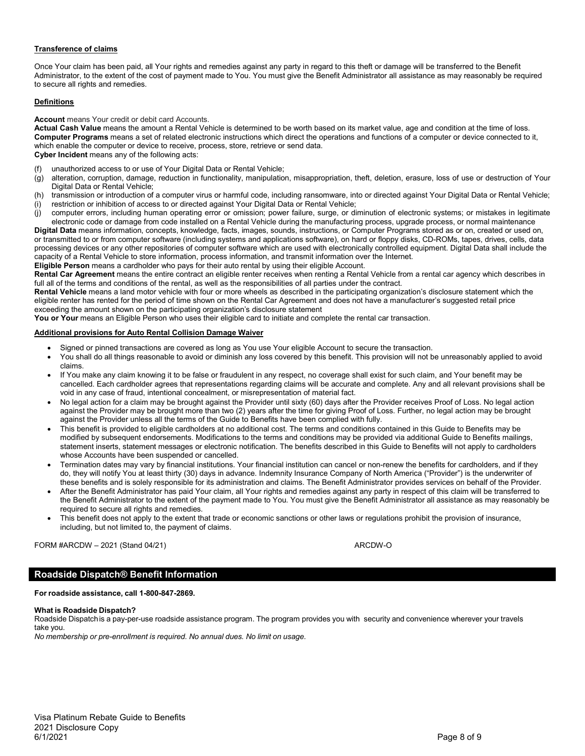**Transference of claims**

Once Your claim has been paid, all Your rights and remedies against any party in regard to this theft or damage will be transferred to the Benefit Administrator, to the extent of the cost of payment made to You. You must give the Benefit Administrator all assistance as may reasonably be required to secure all rights and remedies.

**Definitions**

**Account** means Your credit or debit card Accounts.
**Actual Cash Value** means the amount a Rental Vehicle is determined to be worth based on its market value, age and condition at the time of loss.
**Computer Programs** means a set of related electronic instructions which direct the operations and functions of a computer or device connected to it, which enable the computer or device to receive, process, store, retrieve or send data.
**Cyber Incident** means any of the following acts:

(f) unauthorized access to or use of Your Digital Data or Rental Vehicle;
(g) alteration, corruption, damage, reduction in functionality, manipulation, misappropriation, theft, deletion, erasure, loss of use or destruction of Your Digital Data or Rental Vehicle;
(h) transmission or introduction of a computer virus or harmful code, including ransomware, into or directed against Your Digital Data or Rental Vehicle;
(i) restriction or inhibition of access to or directed against Your Digital Data or Rental Vehicle;
(j) computer errors, including human operating error or omission; power failure, surge, or diminution of electronic systems; or mistakes in legitimate electronic code or damage from code installed on a Rental Vehicle during the manufacturing process, upgrade process, or normal maintenance

**Digital Data** means information, concepts, knowledge, facts, images, sounds, instructions, or Computer Programs stored as or on, created or used on, or transmitted to or from computer software (including systems and applications software), on hard or floppy disks, CD-ROMs, tapes, drives, cells, data processing devices or any other repositories of computer software which are used with electronically controlled equipment. Digital Data shall include the capacity of a Rental Vehicle to store information, process information, and transmit information over the Internet.
**Eligible Person** means a cardholder who pays for their auto rental by using their eligible Account.
**Rental Car Agreement** means the entire contract an eligible renter receives when renting a Rental Vehicle from a rental car agency which describes in full all of the terms and conditions of the rental, as well as the responsibilities of all parties under the contract.
**Rental Vehicle** means a land motor vehicle with four or more wheels as described in the participating organization's disclosure statement which the eligible renter has rented for the period of time shown on the Rental Car Agreement and does not have a manufacturer's suggested retail price exceeding the amount shown on the participating organization's disclosure statement
**You or Your** means an Eligible Person who uses their eligible card to initiate and complete the rental car transaction.

**Additional provisions for Auto Rental Collision Damage Waiver**

- Signed or pinned transactions are covered as long as You use Your eligible Account to secure the transaction.
- You shall do all things reasonable to avoid or diminish any loss covered by this benefit. This provision will not be unreasonably applied to avoid claims.
- If You make any claim knowing it to be false or fraudulent in any respect, no coverage shall exist for such claim, and Your benefit may be cancelled. Each cardholder agrees that representations regarding claims will be accurate and complete. Any and all relevant provisions shall be void in any case of fraud, intentional concealment, or misrepresentation of material fact.
- No legal action for a claim may be brought against the Provider until sixty (60) days after the Provider receives Proof of Loss. No legal action against the Provider may be brought more than two (2) years after the time for giving Proof of Loss. Further, no legal action may be brought against the Provider unless all the terms of the Guide to Benefits have been complied with fully.
- This benefit is provided to eligible cardholders at no additional cost. The terms and conditions contained in this Guide to Benefits may be modified by subsequent endorsements. Modifications to the terms and conditions may be provided via additional Guide to Benefits mailings, statement inserts, statement messages or electronic notification. The benefits described in this Guide to Benefits will not apply to cardholders whose Accounts have been suspended or cancelled.
- Termination dates may vary by financial institutions. Your financial institution can cancel or non-renew the benefits for cardholders, and if they do, they will notify You at least thirty (30) days in advance. Indemnity Insurance Company of North America ("Provider") is the underwriter of these benefits and is solely responsible for its administration and claims. The Benefit Administrator provides services on behalf of the Provider.
- After the Benefit Administrator has paid Your claim, all Your rights and remedies against any party in respect of this claim will be transferred to the Benefit Administrator to the extent of the payment made to You. You must give the Benefit Administrator all assistance as may reasonably be required to secure all rights and remedies.
- This benefit does not apply to the extent that trade or economic sanctions or other laws or regulations prohibit the provision of insurance, including, but not limited to, the payment of claims.

FORM #ARCDW – 2021 (Stand 04/21) ARCDW-O

## Roadside Dispatch® Benefit Information

**For roadside assistance, call 1-800-847-2869.**

**What is Roadside Dispatch?**
Roadside Dispatch is a pay-per-use roadside assistance program. The program provides you with security and convenience wherever your travels take you.
*No membership or pre-enrollment is required. No annual dues. No limit on usage.*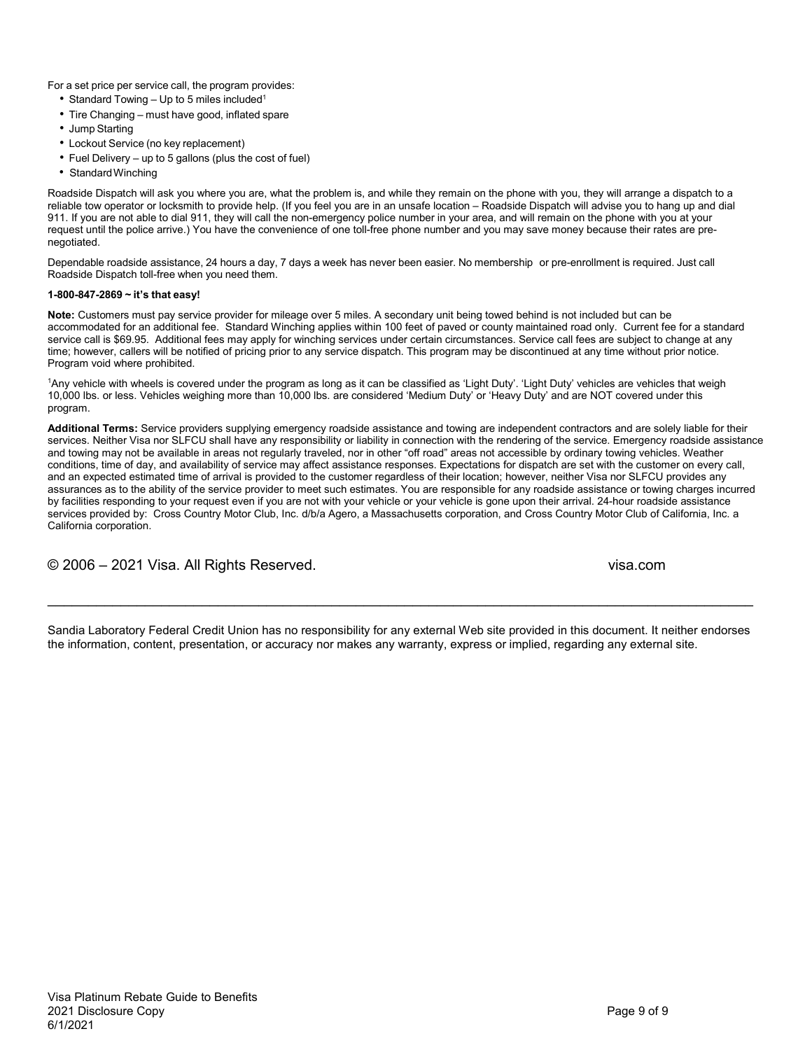For a set price per service call, the program provides:

- Standard Towing – Up to 5 miles included[1]
- Tire Changing – must have good, inflated spare
- Jump Starting
- Lockout Service (no key replacement)
- Fuel Delivery – up to 5 gallons (plus the cost of fuel)
- Standard Winching

Roadside Dispatch will ask you where you are, what the problem is, and while they remain on the phone with you, they will arrange a dispatch to a reliable tow operator or locksmith to provide help. (If you feel you are in an unsafe location – Roadside Dispatch will advise you to hang up and dial 911. If you are not able to dial 911, they will call the non-emergency police number in your area, and will remain on the phone with you at your request until the police arrive.) You have the convenience of one toll-free phone number and you may save money because their rates are pre-negotiated.

Dependable roadside assistance, 24 hours a day, 7 days a week has never been easier. No membership or pre-enrollment is required. Just call Roadside Dispatch toll-free when you need them.

**1-800-847-2869 ~ it's that easy!**

**Note:** Customers must pay service provider for mileage over 5 miles. A secondary unit being towed behind is not included but can be accommodated for an additional fee. Standard Winching applies within 100 feet of paved or county maintained road only. Current fee for a standard service call is $69.95. Additional fees may apply for winching services under certain circumstances. Service call fees are subject to change at any time; however, callers will be notified of pricing prior to any service dispatch. This program may be discontinued at any time without prior notice. Program void where prohibited.

[1]Any vehicle with wheels is covered under the program as long as it can be classified as 'Light Duty'. 'Light Duty' vehicles are vehicles that weigh 10,000 lbs. or less. Vehicles weighing more than 10,000 lbs. are considered 'Medium Duty' or 'Heavy Duty' and are NOT covered under this program.

**Additional Terms:** Service providers supplying emergency roadside assistance and towing are independent contractors and are solely liable for their services. Neither Visa nor SLFCU shall have any responsibility or liability in connection with the rendering of the service. Emergency roadside assistance and towing may not be available in areas not regularly traveled, nor in other "off road" areas not accessible by ordinary towing vehicles. Weather conditions, time of day, and availability of service may affect assistance responses. Expectations for dispatch are set with the customer on every call, and an expected estimated time of arrival is provided to the customer regardless of their location; however, neither Visa nor SLFCU provides any assurances as to the ability of the service provider to meet such estimates. You are responsible for any roadside assistance or towing charges incurred by facilities responding to your request even if you are not with your vehicle or your vehicle is gone upon their arrival. 24-hour roadside assistance services provided by: Cross Country Motor Club, Inc. d/b/a Agero, a Massachusetts corporation, and Cross Country Motor Club of California, Inc. a California corporation.

© 2006 – 2021 Visa. All Rights Reserved. visa.com

---

Sandia Laboratory Federal Credit Union has no responsibility for any external Web site provided in this document. It neither endorses the information, content, presentation, or accuracy nor makes any warranty, express or implied, regarding any external site.